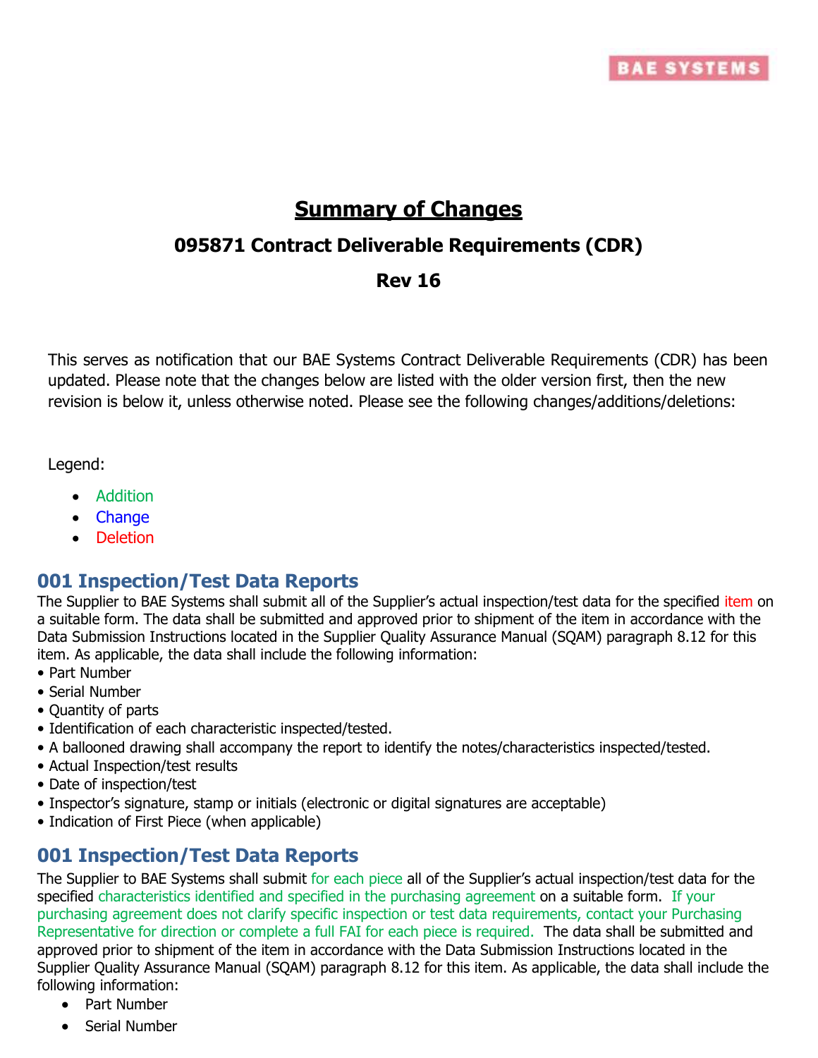BAE SYSTEMS

# Summary of Changes

## 095871 Contract Deliverable Requirements (CDR)

## Rev 16

This serves as notification that our BAE Systems Contract Deliverable Requirements (CDR) has been updated. Please note that the changes below are listed with the older version first, then the new revision is below it, unless otherwise noted. Please see the following changes/additions/deletions:

Legend:

- Addition
- Change
- Deletion

### 001 Inspection/Test Data Reports

The Supplier to BAE Systems shall submit all of the Supplier's actual inspection/test data for the specified item on a suitable form. The data shall be submitted and approved prior to shipment of the item in accordance with the Data Submission Instructions located in the Supplier Quality Assurance Manual (SQAM) paragraph 8.12 for this item. As applicable, the data shall include the following information:

- Part Number
- Serial Number
- Quantity of parts
- Identification of each characteristic inspected/tested.
- A ballooned drawing shall accompany the report to identify the notes/characteristics inspected/tested.
- Actual Inspection/test results
- Date of inspection/test
- Inspector's signature, stamp or initials (electronic or digital signatures are acceptable)
- Indication of First Piece (when applicable)

### 001 Inspection/Test Data Reports

The Supplier to BAE Systems shall submit for each piece all of the Supplier's actual inspection/test data for the specified characteristics identified and specified in the purchasing agreement on a suitable form. If your purchasing agreement does not clarify specific inspection or test data requirements, contact your Purchasing Representative for direction or complete a full FAI for each piece is required. The data shall be submitted and approved prior to shipment of the item in accordance with the Data Submission Instructions located in the Supplier Quality Assurance Manual (SQAM) paragraph 8.12 for this item. As applicable, the data shall include the following information:

- Part Number
- Serial Number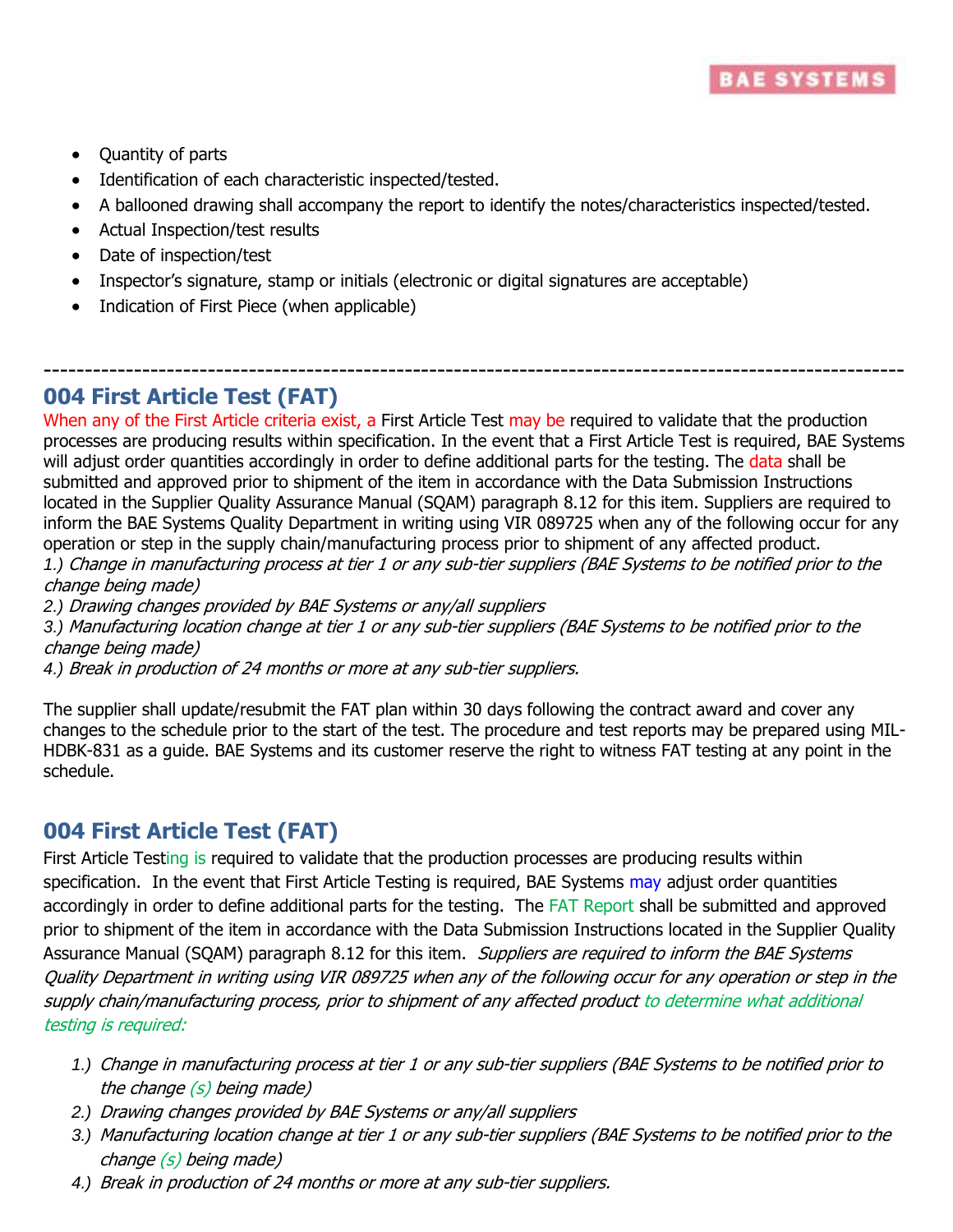- Quantity of parts
- Identification of each characteristic inspected/tested.
- A ballooned drawing shall accompany the report to identify the notes/characteristics inspected/tested.
- Actual Inspection/test results
- Date of inspection/test
- Inspector's signature, stamp or initials (electronic or digital signatures are acceptable)
- Indication of First Piece (when applicable)

---

## 004 First Article Test (FAT)

When any of the First Article criteria exist, a First Article Test may be required to validate that the production processes are producing results within specification. In the event that a First Article Test is required, BAE Systems will adjust order quantities accordingly in order to define additional parts for the testing. The data shall be submitted and approved prior to shipment of the item in accordance with the Data Submission Instructions located in the Supplier Quality Assurance Manual (SQAM) paragraph 8.12 for this item. Suppliers are required to inform the BAE Systems Quality Department in writing using VIR 089725 when any of the following occur for any operation or step in the supply chain/manufacturing process prior to shipment of any affected product.

*1.) Change in manufacturing process at tier 1 or any sub-tier suppliers (BAE Systems to be notified prior to the change being made)*
*2.) Drawing changes provided by BAE Systems or any/all suppliers*
*3.) Manufacturing location change at tier 1 or any sub-tier suppliers (BAE Systems to be notified prior to the change being made)*
*4.) Break in production of 24 months or more at any sub-tier suppliers.*

The supplier shall update/resubmit the FAT plan within 30 days following the contract award and cover any changes to the schedule prior to the start of the test. The procedure and test reports may be prepared using MIL-HDBK-831 as a guide. BAE Systems and its customer reserve the right to witness FAT testing at any point in the schedule.

## 004 First Article Test (FAT)

First Article Testing is required to validate that the production processes are producing results within specification. In the event that First Article Testing is required, BAE Systems may adjust order quantities accordingly in order to define additional parts for the testing. The FAT Report shall be submitted and approved prior to shipment of the item in accordance with the Data Submission Instructions located in the Supplier Quality Assurance Manual (SQAM) paragraph 8.12 for this item. *Suppliers are required to inform the BAE Systems Quality Department in writing using VIR 089725 when any of the following occur for any operation or step in the supply chain/manufacturing process, prior to shipment of any affected product to determine what additional testing is required:*

1.) *Change in manufacturing process at tier 1 or any sub-tier suppliers (BAE Systems to be notified prior to the change (s) being made)*
2.) *Drawing changes provided by BAE Systems or any/all suppliers*
3.) *Manufacturing location change at tier 1 or any sub-tier suppliers (BAE Systems to be notified prior to the change (s) being made)*
4.) *Break in production of 24 months or more at any sub-tier suppliers.*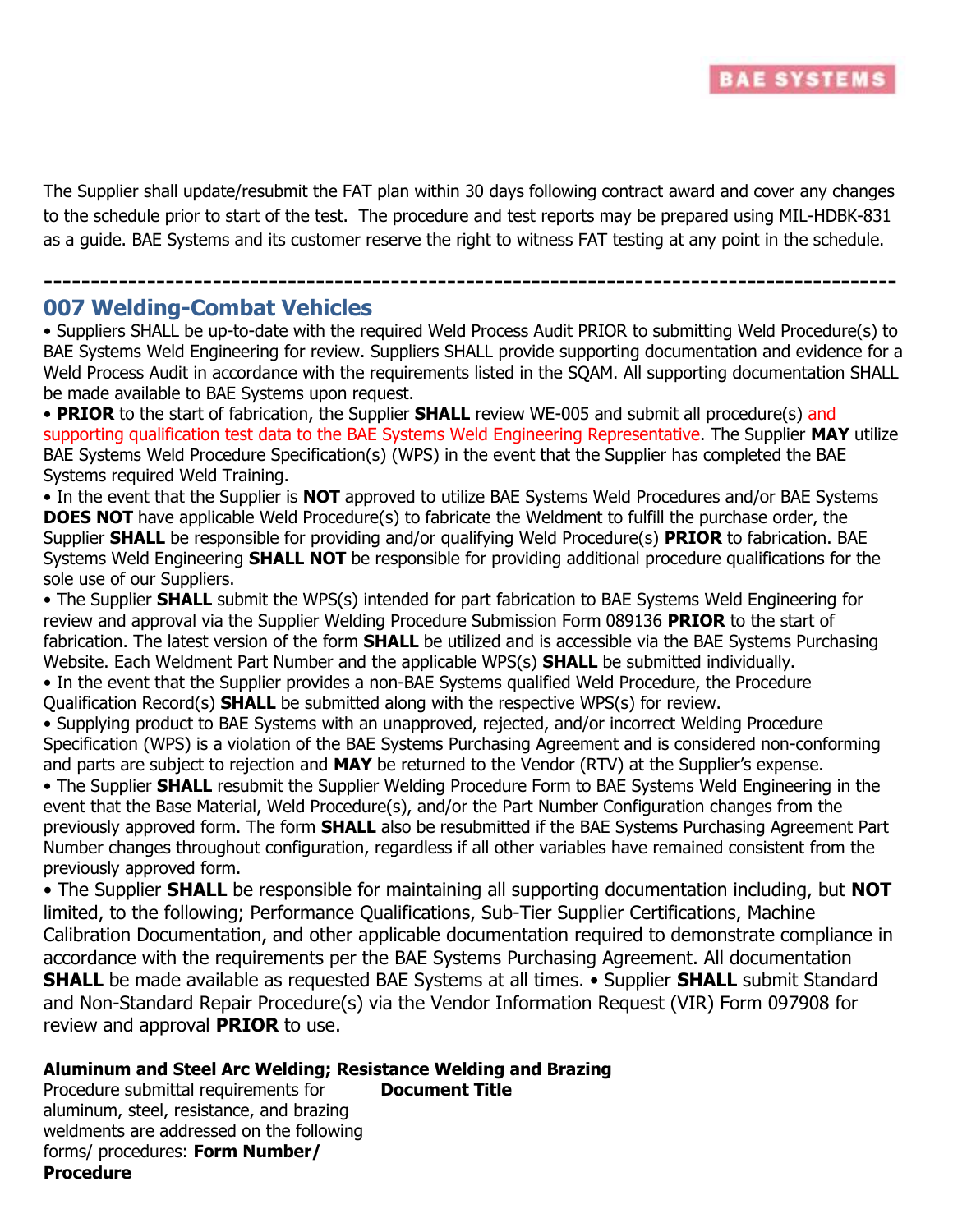The Supplier shall update/resubmit the FAT plan within 30 days following contract award and cover any changes to the schedule prior to start of the test. The procedure and test reports may be prepared using MIL-HDBK-831 as a guide. BAE Systems and its customer reserve the right to witness FAT testing at any point in the schedule.

---

## 007 Welding-Combat Vehicles

- Suppliers SHALL be up-to-date with the required Weld Process Audit PRIOR to submitting Weld Procedure(s) to BAE Systems Weld Engineering for review. Suppliers SHALL provide supporting documentation and evidence for a Weld Process Audit in accordance with the requirements listed in the SQAM. All supporting documentation SHALL be made available to BAE Systems upon request.
- **PRIOR** to the start of fabrication, the Supplier **SHALL** review WE-005 and submit all procedure(s) and supporting qualification test data to the BAE Systems Weld Engineering Representative. The Supplier **MAY** utilize BAE Systems Weld Procedure Specification(s) (WPS) in the event that the Supplier has completed the BAE Systems required Weld Training.
- In the event that the Supplier is **NOT** approved to utilize BAE Systems Weld Procedures and/or BAE Systems **DOES NOT** have applicable Weld Procedure(s) to fabricate the Weldment to fulfill the purchase order, the Supplier **SHALL** be responsible for providing and/or qualifying Weld Procedure(s) **PRIOR** to fabrication. BAE Systems Weld Engineering **SHALL NOT** be responsible for providing additional procedure qualifications for the sole use of our Suppliers.
- The Supplier **SHALL** submit the WPS(s) intended for part fabrication to BAE Systems Weld Engineering for review and approval via the Supplier Welding Procedure Submission Form 089136 **PRIOR** to the start of fabrication. The latest version of the form **SHALL** be utilized and is accessible via the BAE Systems Purchasing Website. Each Weldment Part Number and the applicable WPS(s) **SHALL** be submitted individually.
- In the event that the Supplier provides a non-BAE Systems qualified Weld Procedure, the Procedure Qualification Record(s) **SHALL** be submitted along with the respective WPS(s) for review.
- Supplying product to BAE Systems with an unapproved, rejected, and/or incorrect Welding Procedure Specification (WPS) is a violation of the BAE Systems Purchasing Agreement and is considered non-conforming and parts are subject to rejection and **MAY** be returned to the Vendor (RTV) at the Supplier's expense.
- The Supplier **SHALL** resubmit the Supplier Welding Procedure Form to BAE Systems Weld Engineering in the event that the Base Material, Weld Procedure(s), and/or the Part Number Configuration changes from the previously approved form. The form **SHALL** also be resubmitted if the BAE Systems Purchasing Agreement Part Number changes throughout configuration, regardless if all other variables have remained consistent from the previously approved form.
- The Supplier **SHALL** be responsible for maintaining all supporting documentation including, but **NOT** limited, to the following; Performance Qualifications, Sub-Tier Supplier Certifications, Machine Calibration Documentation, and other applicable documentation required to demonstrate compliance in accordance with the requirements per the BAE Systems Purchasing Agreement. All documentation **SHALL** be made available as requested BAE Systems at all times. • Supplier **SHALL** submit Standard and Non-Standard Repair Procedure(s) via the Vendor Information Request (VIR) Form 097908 for review and approval **PRIOR** to use.

**Aluminum and Steel Arc Welding; Resistance Welding and Brazing**

Procedure submittal requirements for aluminum, steel, resistance, and brazing weldments are addressed on the following forms/ procedures:

| **Form Number/ Procedure** | **Document Title** |
| --- | --- |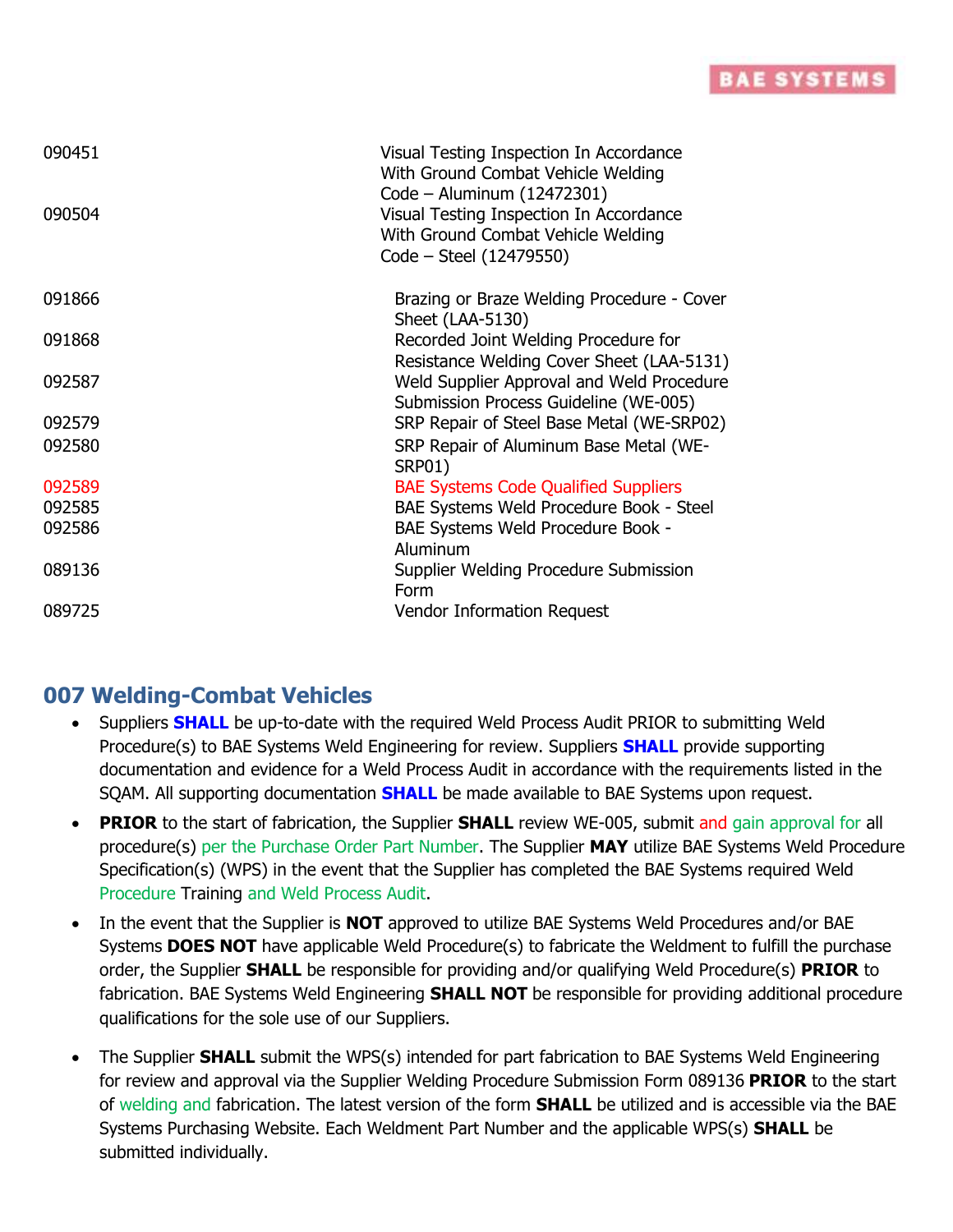| | |
|---|---|
| 090451 | Visual Testing Inspection In Accordance With Ground Combat Vehicle Welding Code – Aluminum (12472301) |
| 090504 | Visual Testing Inspection In Accordance With Ground Combat Vehicle Welding Code – Steel (12479550) |
| 091866 | Brazing or Braze Welding Procedure - Cover Sheet (LAA-5130) |
| 091868 | Recorded Joint Welding Procedure for Resistance Welding Cover Sheet (LAA-5131) |
| 092587 | Weld Supplier Approval and Weld Procedure Submission Process Guideline (WE-005) |
| 092579 | SRP Repair of Steel Base Metal (WE-SRP02) |
| 092580 | SRP Repair of Aluminum Base Metal (WE-SRP01) |
| 092589 | BAE Systems Code Qualified Suppliers |
| 092585 | BAE Systems Weld Procedure Book - Steel |
| 092586 | BAE Systems Weld Procedure Book - Aluminum |
| 089136 | Supplier Welding Procedure Submission Form |
| 089725 | Vendor Information Request |

## 007 Welding-Combat Vehicles

- Suppliers **SHALL** be up-to-date with the required Weld Process Audit PRIOR to submitting Weld Procedure(s) to BAE Systems Weld Engineering for review. Suppliers **SHALL** provide supporting documentation and evidence for a Weld Process Audit in accordance with the requirements listed in the SQAM. All supporting documentation **SHALL** be made available to BAE Systems upon request.
- **PRIOR** to the start of fabrication, the Supplier **SHALL** review WE-005, submit and gain approval for all procedure(s) per the Purchase Order Part Number. The Supplier **MAY** utilize BAE Systems Weld Procedure Specification(s) (WPS) in the event that the Supplier has completed the BAE Systems required Weld Procedure Training and Weld Process Audit.
- In the event that the Supplier is **NOT** approved to utilize BAE Systems Weld Procedures and/or BAE Systems **DOES NOT** have applicable Weld Procedure(s) to fabricate the Weldment to fulfill the purchase order, the Supplier **SHALL** be responsible for providing and/or qualifying Weld Procedure(s) **PRIOR** to fabrication. BAE Systems Weld Engineering **SHALL NOT** be responsible for providing additional procedure qualifications for the sole use of our Suppliers.
- The Supplier **SHALL** submit the WPS(s) intended for part fabrication to BAE Systems Weld Engineering for review and approval via the Supplier Welding Procedure Submission Form 089136 **PRIOR** to the start of welding and fabrication. The latest version of the form **SHALL** be utilized and is accessible via the BAE Systems Purchasing Website. Each Weldment Part Number and the applicable WPS(s) **SHALL** be submitted individually.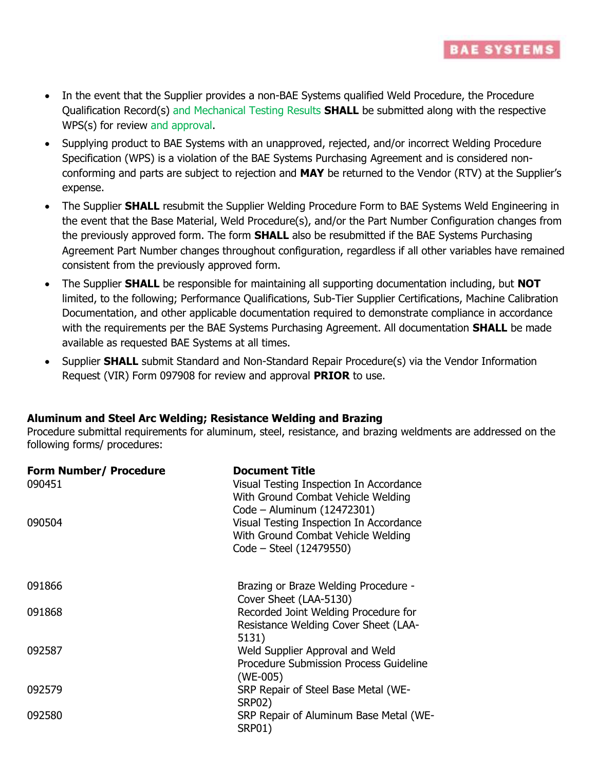- In the event that the Supplier provides a non-BAE Systems qualified Weld Procedure, the Procedure Qualification Record(s) and Mechanical Testing Results **SHALL** be submitted along with the respective WPS(s) for review and approval.
- Supplying product to BAE Systems with an unapproved, rejected, and/or incorrect Welding Procedure Specification (WPS) is a violation of the BAE Systems Purchasing Agreement and is considered non-conforming and parts are subject to rejection and **MAY** be returned to the Vendor (RTV) at the Supplier's expense.
- The Supplier **SHALL** resubmit the Supplier Welding Procedure Form to BAE Systems Weld Engineering in the event that the Base Material, Weld Procedure(s), and/or the Part Number Configuration changes from the previously approved form. The form **SHALL** also be resubmitted if the BAE Systems Purchasing Agreement Part Number changes throughout configuration, regardless if all other variables have remained consistent from the previously approved form.
- The Supplier **SHALL** be responsible for maintaining all supporting documentation including, but **NOT** limited, to the following; Performance Qualifications, Sub-Tier Supplier Certifications, Machine Calibration Documentation, and other applicable documentation required to demonstrate compliance in accordance with the requirements per the BAE Systems Purchasing Agreement. All documentation **SHALL** be made available as requested BAE Systems at all times.
- Supplier **SHALL** submit Standard and Non-Standard Repair Procedure(s) via the Vendor Information Request (VIR) Form 097908 for review and approval **PRIOR** to use.

**Aluminum and Steel Arc Welding; Resistance Welding and Brazing**

Procedure submittal requirements for aluminum, steel, resistance, and brazing weldments are addressed on the following forms/ procedures:

| Form Number/ Procedure | Document Title |
|---|---|
| 090451 | Visual Testing Inspection In Accordance With Ground Combat Vehicle Welding Code – Aluminum (12472301) |
| 090504 | Visual Testing Inspection In Accordance With Ground Combat Vehicle Welding Code – Steel (12479550) |
| 091866 | Brazing or Braze Welding Procedure - Cover Sheet (LAA-5130) |
| 091868 | Recorded Joint Welding Procedure for Resistance Welding Cover Sheet (LAA-5131) |
| 092587 | Weld Supplier Approval and Weld Procedure Submission Process Guideline (WE-005) |
| 092579 | SRP Repair of Steel Base Metal (WE-SRP02) |
| 092580 | SRP Repair of Aluminum Base Metal (WE-SRP01) |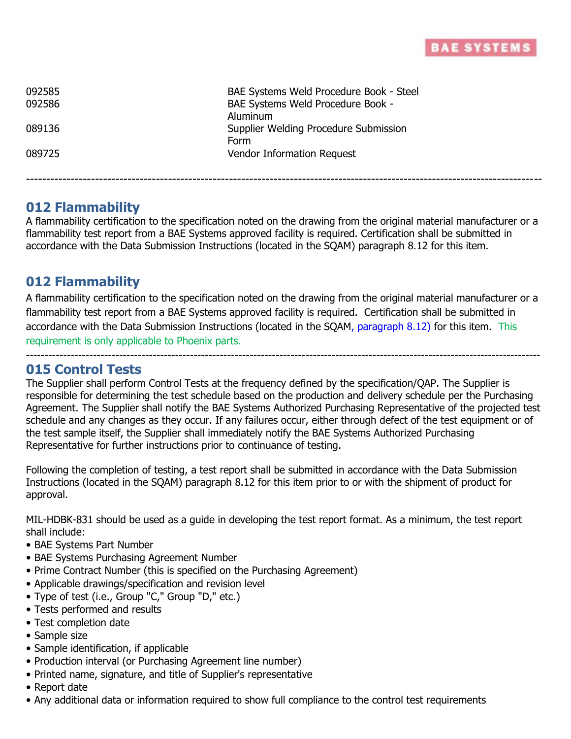| | |
|---|---|
| 092585 | BAE Systems Weld Procedure Book - Steel |
| 092586 | BAE Systems Weld Procedure Book - Aluminum |
| 089136 | Supplier Welding Procedure Submission Form |
| 089725 | Vendor Information Request |

---

## 012 Flammability

A flammability certification to the specification noted on the drawing from the original material manufacturer or a flammability test report from a BAE Systems approved facility is required. Certification shall be submitted in accordance with the Data Submission Instructions (located in the SQAM) paragraph 8.12 for this item.

## 012 Flammability

A flammability certification to the specification noted on the drawing from the original material manufacturer or a flammability test report from a BAE Systems approved facility is required. Certification shall be submitted in accordance with the Data Submission Instructions (located in the SQAM, paragraph 8.12) for this item. This requirement is only applicable to Phoenix parts.

---

## 015 Control Tests

The Supplier shall perform Control Tests at the frequency defined by the specification/QAP. The Supplier is responsible for determining the test schedule based on the production and delivery schedule per the Purchasing Agreement. The Supplier shall notify the BAE Systems Authorized Purchasing Representative of the projected test schedule and any changes as they occur. If any failures occur, either through defect of the test equipment or of the test sample itself, the Supplier shall immediately notify the BAE Systems Authorized Purchasing Representative for further instructions prior to continuance of testing.

Following the completion of testing, a test report shall be submitted in accordance with the Data Submission Instructions (located in the SQAM) paragraph 8.12 for this item prior to or with the shipment of product for approval.

MIL-HDBK-831 should be used as a guide in developing the test report format. As a minimum, the test report shall include:

- BAE Systems Part Number
- BAE Systems Purchasing Agreement Number
- Prime Contract Number (this is specified on the Purchasing Agreement)
- Applicable drawings/specification and revision level
- Type of test (i.e., Group "C," Group "D," etc.)
- Tests performed and results
- Test completion date
- Sample size
- Sample identification, if applicable
- Production interval (or Purchasing Agreement line number)
- Printed name, signature, and title of Supplier's representative
- Report date
- Any additional data or information required to show full compliance to the control test requirements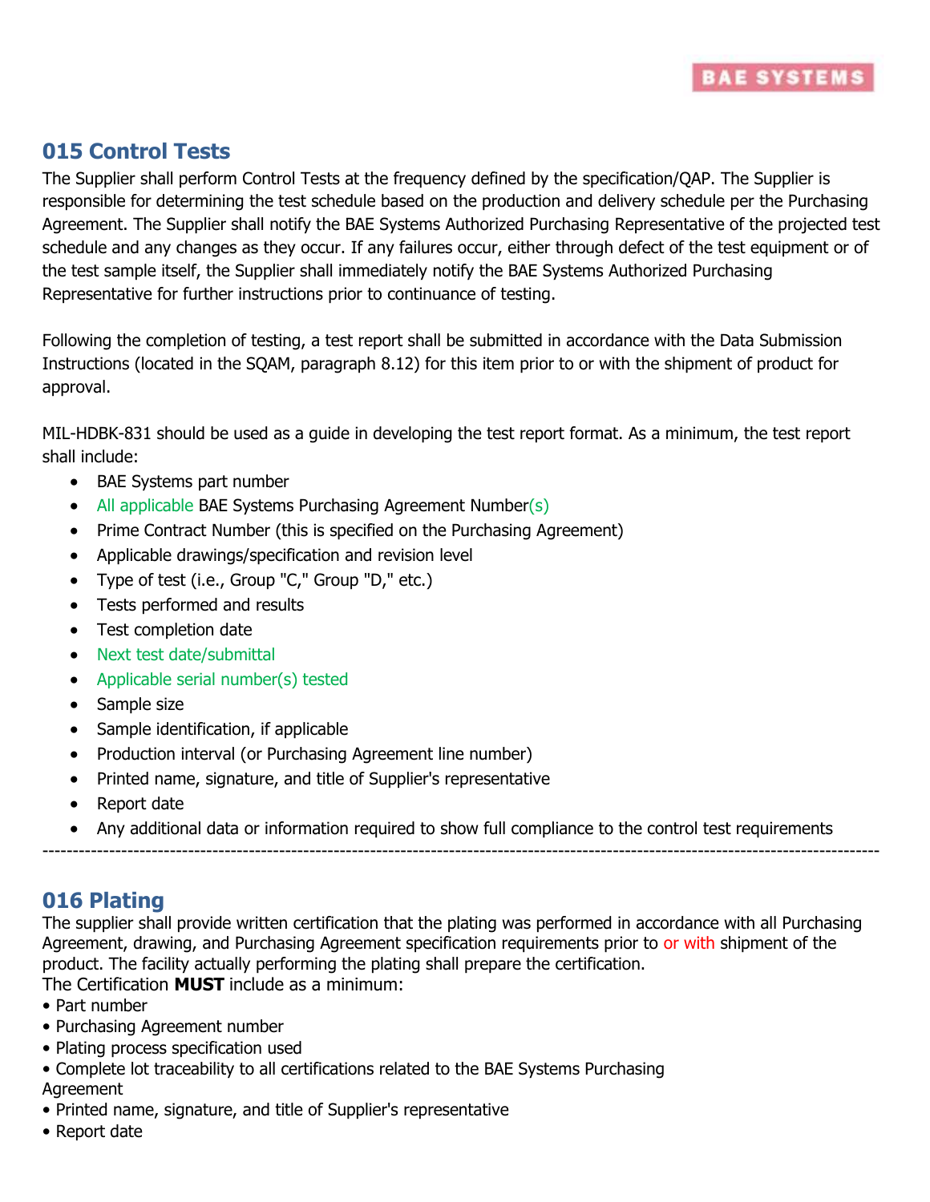## 015 Control Tests

The Supplier shall perform Control Tests at the frequency defined by the specification/QAP. The Supplier is responsible for determining the test schedule based on the production and delivery schedule per the Purchasing Agreement. The Supplier shall notify the BAE Systems Authorized Purchasing Representative of the projected test schedule and any changes as they occur. If any failures occur, either through defect of the test equipment or of the test sample itself, the Supplier shall immediately notify the BAE Systems Authorized Purchasing Representative for further instructions prior to continuance of testing.

Following the completion of testing, a test report shall be submitted in accordance with the Data Submission Instructions (located in the SQAM, paragraph 8.12) for this item prior to or with the shipment of product for approval.

MIL-HDBK-831 should be used as a guide in developing the test report format. As a minimum, the test report shall include:

- BAE Systems part number
- All applicable BAE Systems Purchasing Agreement Number(s)
- Prime Contract Number (this is specified on the Purchasing Agreement)
- Applicable drawings/specification and revision level
- Type of test (i.e., Group "C," Group "D," etc.)
- Tests performed and results
- Test completion date
- Next test date/submittal
- Applicable serial number(s) tested
- Sample size
- Sample identification, if applicable
- Production interval (or Purchasing Agreement line number)
- Printed name, signature, and title of Supplier's representative
- Report date
- Any additional data or information required to show full compliance to the control test requirements

---

## 016 Plating

The supplier shall provide written certification that the plating was performed in accordance with all Purchasing Agreement, drawing, and Purchasing Agreement specification requirements prior to or with shipment of the product. The facility actually performing the plating shall prepare the certification.

The Certification **MUST** include as a minimum:

- Part number
- Purchasing Agreement number
- Plating process specification used
- Complete lot traceability to all certifications related to the BAE Systems Purchasing Agreement
- Printed name, signature, and title of Supplier's representative
- Report date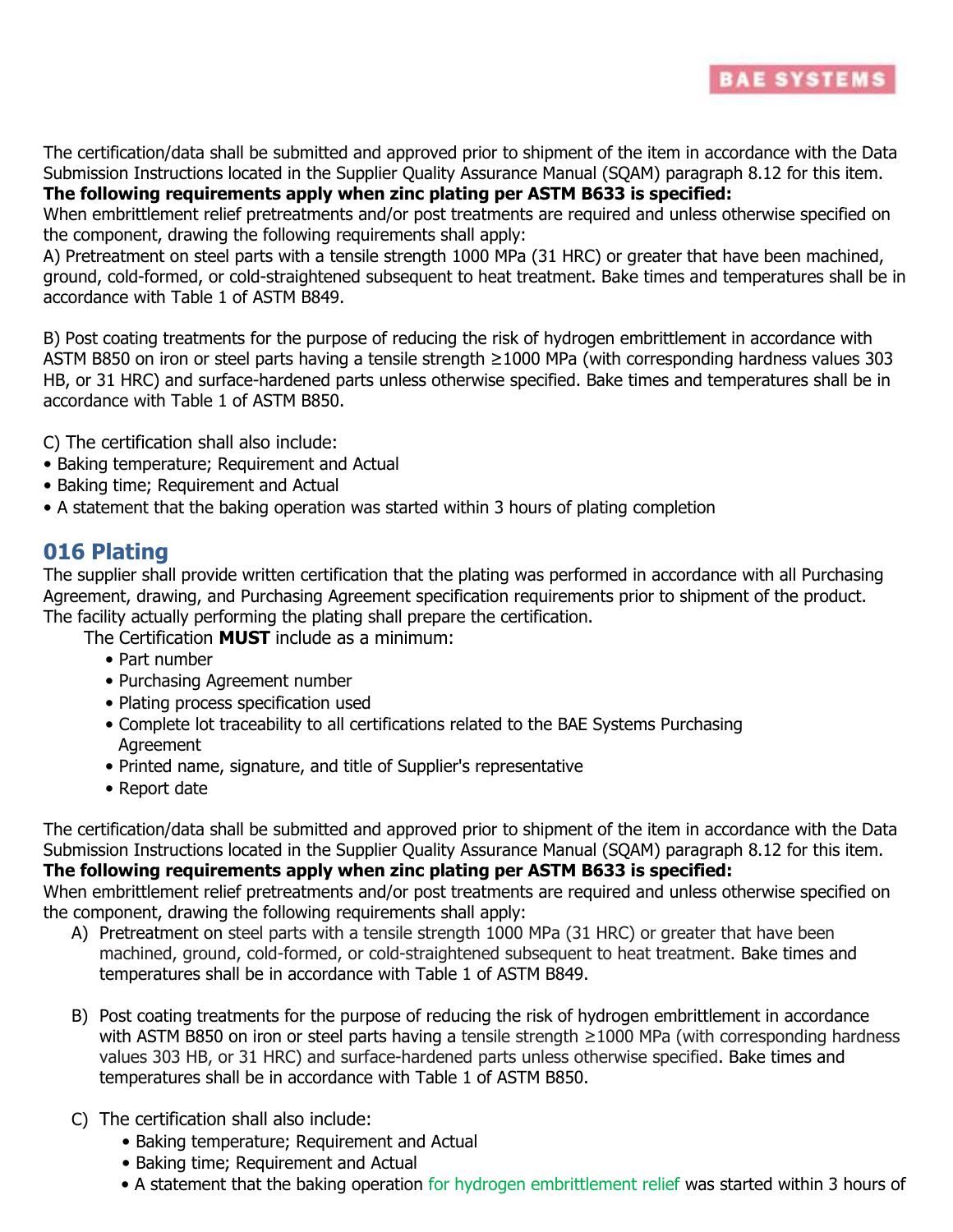The certification/data shall be submitted and approved prior to shipment of the item in accordance with the Data Submission Instructions located in the Supplier Quality Assurance Manual (SQAM) paragraph 8.12 for this item.
**The following requirements apply when zinc plating per ASTM B633 is specified:**
When embrittlement relief pretreatments and/or post treatments are required and unless otherwise specified on the component, drawing the following requirements shall apply:
A) Pretreatment on steel parts with a tensile strength 1000 MPa (31 HRC) or greater that have been machined, ground, cold-formed, or cold-straightened subsequent to heat treatment. Bake times and temperatures shall be in accordance with Table 1 of ASTM B849.

B) Post coating treatments for the purpose of reducing the risk of hydrogen embrittlement in accordance with ASTM B850 on iron or steel parts having a tensile strength ≥1000 MPa (with corresponding hardness values 303 HB, or 31 HRC) and surface-hardened parts unless otherwise specified. Bake times and temperatures shall be in accordance with Table 1 of ASTM B850.

C) The certification shall also include:
- Baking temperature; Requirement and Actual
- Baking time; Requirement and Actual
- A statement that the baking operation was started within 3 hours of plating completion

## 016 Plating

The supplier shall provide written certification that the plating was performed in accordance with all Purchasing Agreement, drawing, and Purchasing Agreement specification requirements prior to shipment of the product. The facility actually performing the plating shall prepare the certification.

The Certification **MUST** include as a minimum:
- Part number
- Purchasing Agreement number
- Plating process specification used
- Complete lot traceability to all certifications related to the BAE Systems Purchasing Agreement
- Printed name, signature, and title of Supplier's representative
- Report date

The certification/data shall be submitted and approved prior to shipment of the item in accordance with the Data Submission Instructions located in the Supplier Quality Assurance Manual (SQAM) paragraph 8.12 for this item.
**The following requirements apply when zinc plating per ASTM B633 is specified:**
When embrittlement relief pretreatments and/or post treatments are required and unless otherwise specified on the component, drawing the following requirements shall apply:

A) Pretreatment on steel parts with a tensile strength 1000 MPa (31 HRC) or greater that have been machined, ground, cold-formed, or cold-straightened subsequent to heat treatment. Bake times and temperatures shall be in accordance with Table 1 of ASTM B849.

B) Post coating treatments for the purpose of reducing the risk of hydrogen embrittlement in accordance with ASTM B850 on iron or steel parts having a tensile strength ≥1000 MPa (with corresponding hardness values 303 HB, or 31 HRC) and surface-hardened parts unless otherwise specified. Bake times and temperatures shall be in accordance with Table 1 of ASTM B850.

C) The certification shall also include:
- Baking temperature; Requirement and Actual
- Baking time; Requirement and Actual
- A statement that the baking operation for hydrogen embrittlement relief was started within 3 hours of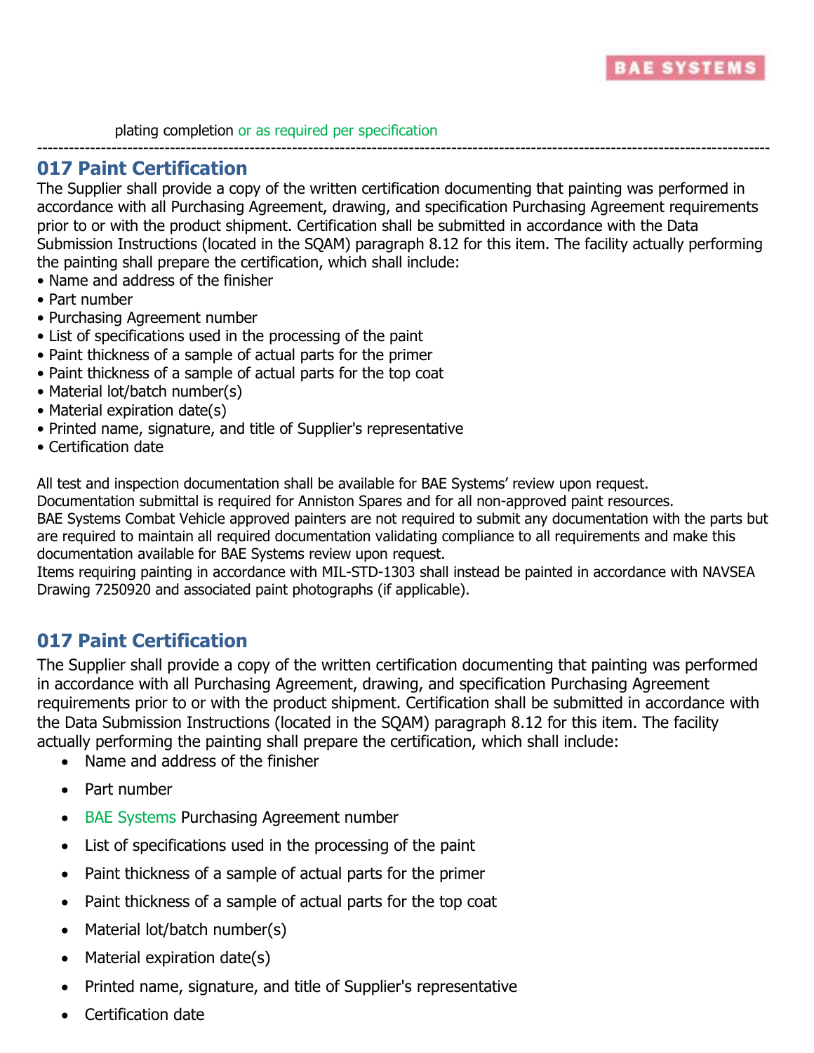plating completion or as required per specification

---

## 017 Paint Certification

The Supplier shall provide a copy of the written certification documenting that painting was performed in accordance with all Purchasing Agreement, drawing, and specification Purchasing Agreement requirements prior to or with the product shipment. Certification shall be submitted in accordance with the Data Submission Instructions (located in the SQAM) paragraph 8.12 for this item. The facility actually performing the painting shall prepare the certification, which shall include:

- Name and address of the finisher
- Part number
- Purchasing Agreement number
- List of specifications used in the processing of the paint
- Paint thickness of a sample of actual parts for the primer
- Paint thickness of a sample of actual parts for the top coat
- Material lot/batch number(s)
- Material expiration date(s)
- Printed name, signature, and title of Supplier's representative
- Certification date

All test and inspection documentation shall be available for BAE Systems' review upon request.
Documentation submittal is required for Anniston Spares and for all non-approved paint resources.
BAE Systems Combat Vehicle approved painters are not required to submit any documentation with the parts but are required to maintain all required documentation validating compliance to all requirements and make this documentation available for BAE Systems review upon request.
Items requiring painting in accordance with MIL-STD-1303 shall instead be painted in accordance with NAVSEA Drawing 7250920 and associated paint photographs (if applicable).

## 017 Paint Certification

The Supplier shall provide a copy of the written certification documenting that painting was performed in accordance with all Purchasing Agreement, drawing, and specification Purchasing Agreement requirements prior to or with the product shipment. Certification shall be submitted in accordance with the Data Submission Instructions (located in the SQAM) paragraph 8.12 for this item. The facility actually performing the painting shall prepare the certification, which shall include:

- Name and address of the finisher
- Part number
- BAE Systems Purchasing Agreement number
- List of specifications used in the processing of the paint
- Paint thickness of a sample of actual parts for the primer
- Paint thickness of a sample of actual parts for the top coat
- Material lot/batch number(s)
- Material expiration date(s)
- Printed name, signature, and title of Supplier's representative
- Certification date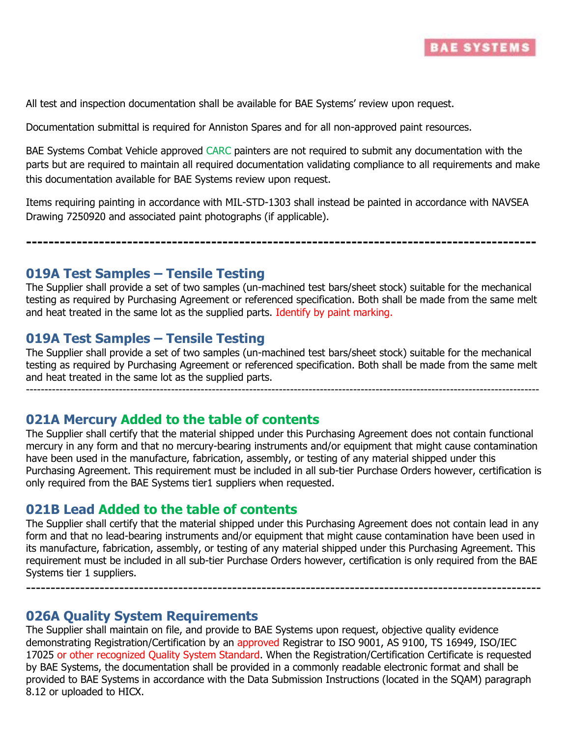All test and inspection documentation shall be available for BAE Systems' review upon request.

Documentation submittal is required for Anniston Spares and for all non-approved paint resources.

BAE Systems Combat Vehicle approved CARC painters are not required to submit any documentation with the parts but are required to maintain all required documentation validating compliance to all requirements and make this documentation available for BAE Systems review upon request.

Items requiring painting in accordance with MIL-STD-1303 shall instead be painted in accordance with NAVSEA Drawing 7250920 and associated paint photographs (if applicable).

---

## 019A Test Samples – Tensile Testing

The Supplier shall provide a set of two samples (un-machined test bars/sheet stock) suitable for the mechanical testing as required by Purchasing Agreement or referenced specification. Both shall be made from the same melt and heat treated in the same lot as the supplied parts. Identify by paint marking.

## 019A Test Samples – Tensile Testing

The Supplier shall provide a set of two samples (un-machined test bars/sheet stock) suitable for the mechanical testing as required by Purchasing Agreement or referenced specification. Both shall be made from the same melt and heat treated in the same lot as the supplied parts.

---

## 021A Mercury Added to the table of contents

The Supplier shall certify that the material shipped under this Purchasing Agreement does not contain functional mercury in any form and that no mercury-bearing instruments and/or equipment that might cause contamination have been used in the manufacture, fabrication, assembly, or testing of any material shipped under this Purchasing Agreement. This requirement must be included in all sub-tier Purchase Orders however, certification is only required from the BAE Systems tier1 suppliers when requested.

## 021B Lead Added to the table of contents

The Supplier shall certify that the material shipped under this Purchasing Agreement does not contain lead in any form and that no lead-bearing instruments and/or equipment that might cause contamination have been used in its manufacture, fabrication, assembly, or testing of any material shipped under this Purchasing Agreement. This requirement must be included in all sub-tier Purchase Orders however, certification is only required from the BAE Systems tier 1 suppliers.

---

## 026A Quality System Requirements

The Supplier shall maintain on file, and provide to BAE Systems upon request, objective quality evidence demonstrating Registration/Certification by an approved Registrar to ISO 9001, AS 9100, TS 16949, ISO/IEC 17025 or other recognized Quality System Standard. When the Registration/Certification Certificate is requested by BAE Systems, the documentation shall be provided in a commonly readable electronic format and shall be provided to BAE Systems in accordance with the Data Submission Instructions (located in the SQAM) paragraph 8.12 or uploaded to HICX.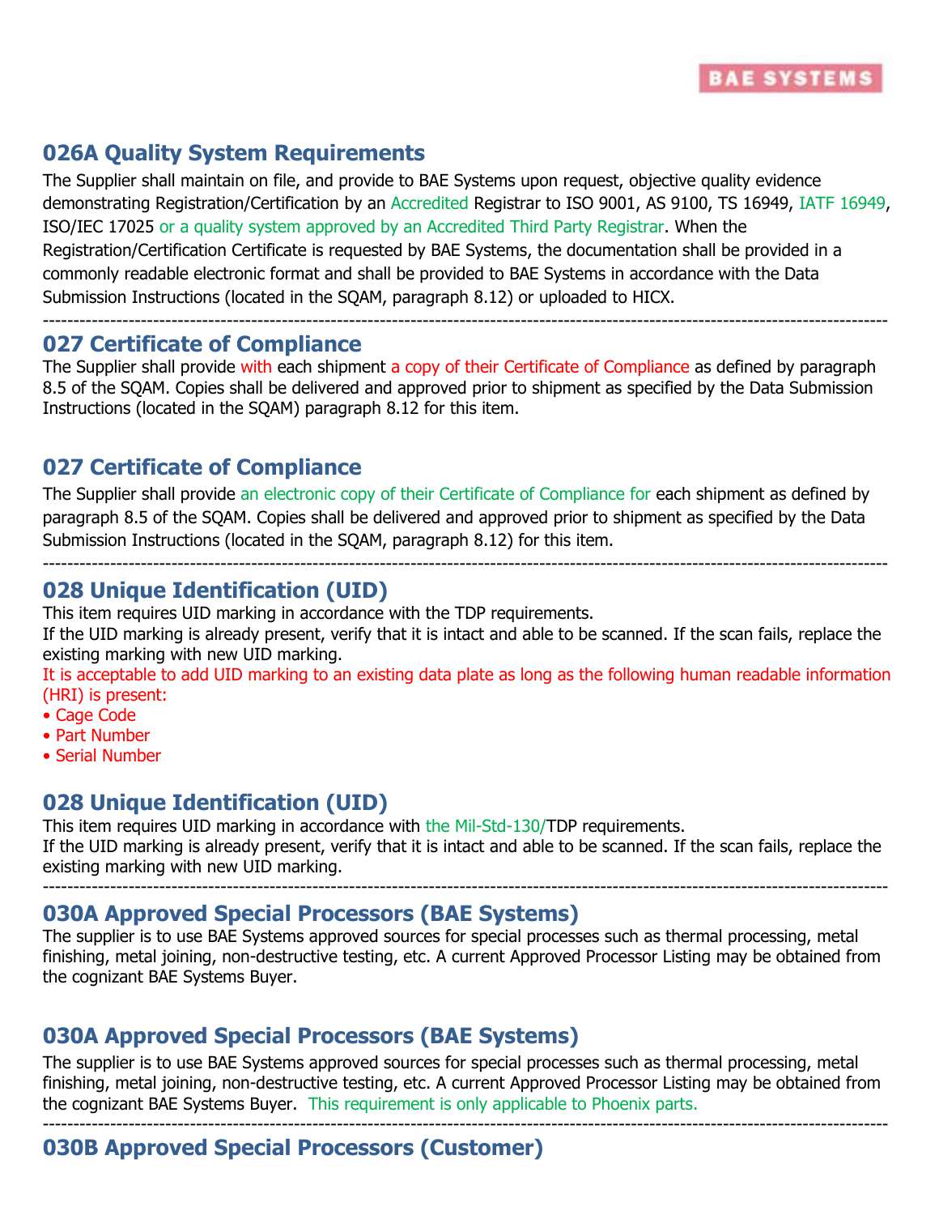## 026A Quality System Requirements

The Supplier shall maintain on file, and provide to BAE Systems upon request, objective quality evidence demonstrating Registration/Certification by an Accredited Registrar to ISO 9001, AS 9100, TS 16949, IATF 16949, ISO/IEC 17025 or a quality system approved by an Accredited Third Party Registrar. When the Registration/Certification Certificate is requested by BAE Systems, the documentation shall be provided in a commonly readable electronic format and shall be provided to BAE Systems in accordance with the Data Submission Instructions (located in the SQAM, paragraph 8.12) or uploaded to HICX.

---

## 027 Certificate of Compliance

The Supplier shall provide with each shipment a copy of their Certificate of Compliance as defined by paragraph 8.5 of the SQAM. Copies shall be delivered and approved prior to shipment as specified by the Data Submission Instructions (located in the SQAM) paragraph 8.12 for this item.

## 027 Certificate of Compliance

The Supplier shall provide an electronic copy of their Certificate of Compliance for each shipment as defined by paragraph 8.5 of the SQAM. Copies shall be delivered and approved prior to shipment as specified by the Data Submission Instructions (located in the SQAM, paragraph 8.12) for this item.

---

## 028 Unique Identification (UID)

This item requires UID marking in accordance with the TDP requirements.
If the UID marking is already present, verify that it is intact and able to be scanned. If the scan fails, replace the existing marking with new UID marking.
It is acceptable to add UID marking to an existing data plate as long as the following human readable information (HRI) is present:

- Cage Code
- Part Number
- Serial Number

## 028 Unique Identification (UID)

This item requires UID marking in accordance with the Mil-Std-130/TDP requirements.
If the UID marking is already present, verify that it is intact and able to be scanned. If the scan fails, replace the existing marking with new UID marking.

---

## 030A Approved Special Processors (BAE Systems)

The supplier is to use BAE Systems approved sources for special processes such as thermal processing, metal finishing, metal joining, non-destructive testing, etc. A current Approved Processor Listing may be obtained from the cognizant BAE Systems Buyer.

## 030A Approved Special Processors (BAE Systems)

The supplier is to use BAE Systems approved sources for special processes such as thermal processing, metal finishing, metal joining, non-destructive testing, etc. A current Approved Processor Listing may be obtained from the cognizant BAE Systems Buyer. This requirement is only applicable to Phoenix parts.

---

## 030B Approved Special Processors (Customer)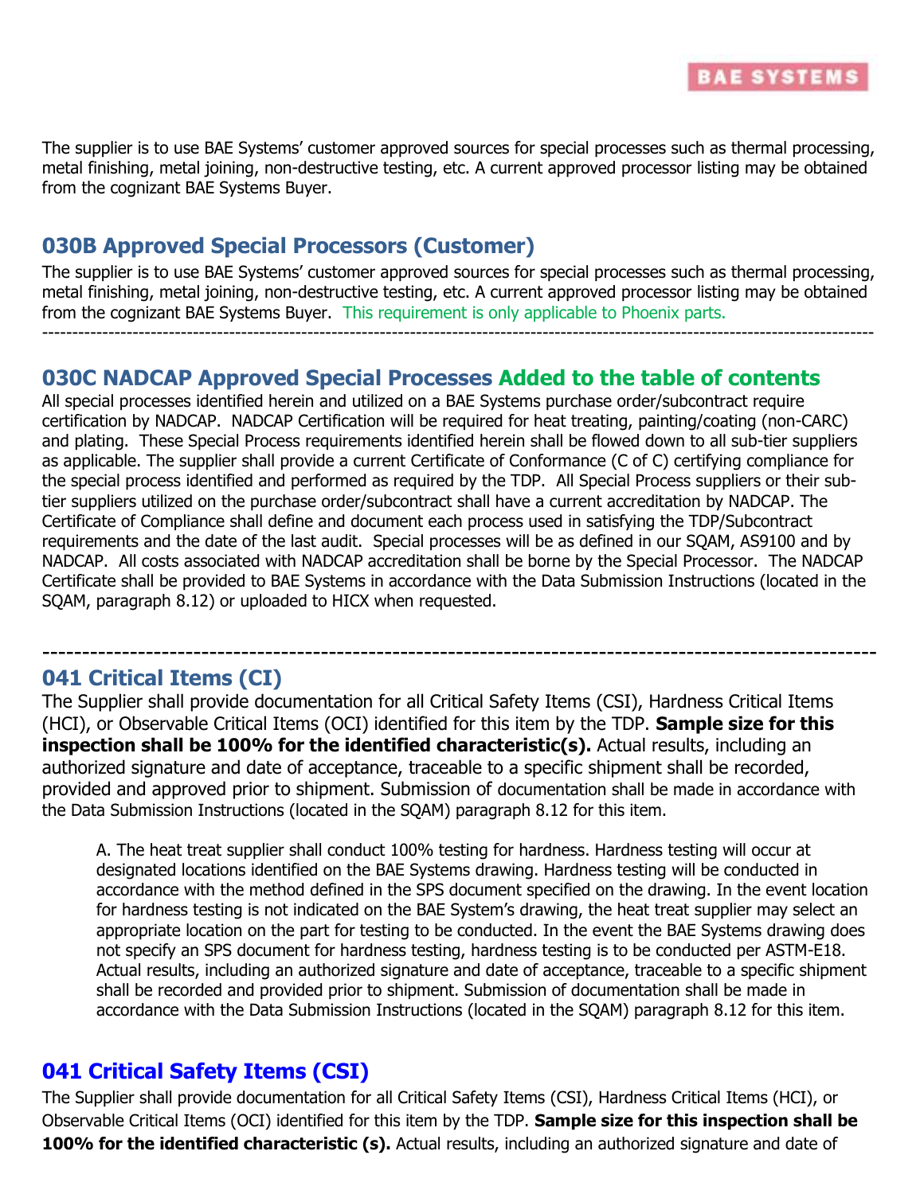The supplier is to use BAE Systems' customer approved sources for special processes such as thermal processing, metal finishing, metal joining, non-destructive testing, etc. A current approved processor listing may be obtained from the cognizant BAE Systems Buyer.

## 030B Approved Special Processors (Customer)

The supplier is to use BAE Systems' customer approved sources for special processes such as thermal processing, metal finishing, metal joining, non-destructive testing, etc. A current approved processor listing may be obtained from the cognizant BAE Systems Buyer. This requirement is only applicable to Phoenix parts.

---

## 030C NADCAP Approved Special Processes Added to the table of contents

All special processes identified herein and utilized on a BAE Systems purchase order/subcontract require certification by NADCAP. NADCAP Certification will be required for heat treating, painting/coating (non-CARC) and plating. These Special Process requirements identified herein shall be flowed down to all sub-tier suppliers as applicable. The supplier shall provide a current Certificate of Conformance (C of C) certifying compliance for the special process identified and performed as required by the TDP. All Special Process suppliers or their sub-tier suppliers utilized on the purchase order/subcontract shall have a current accreditation by NADCAP. The Certificate of Compliance shall define and document each process used in satisfying the TDP/Subcontract requirements and the date of the last audit. Special processes will be as defined in our SQAM, AS9100 and by NADCAP. All costs associated with NADCAP accreditation shall be borne by the Special Processor. The NADCAP Certificate shall be provided to BAE Systems in accordance with the Data Submission Instructions (located in the SQAM, paragraph 8.12) or uploaded to HICX when requested.

---

## 041 Critical Items (CI)

The Supplier shall provide documentation for all Critical Safety Items (CSI), Hardness Critical Items (HCI), or Observable Critical Items (OCI) identified for this item by the TDP. **Sample size for this inspection shall be 100% for the identified characteristic(s).** Actual results, including an authorized signature and date of acceptance, traceable to a specific shipment shall be recorded, provided and approved prior to shipment. Submission of documentation shall be made in accordance with the Data Submission Instructions (located in the SQAM) paragraph 8.12 for this item.

A. The heat treat supplier shall conduct 100% testing for hardness. Hardness testing will occur at designated locations identified on the BAE Systems drawing. Hardness testing will be conducted in accordance with the method defined in the SPS document specified on the drawing. In the event location for hardness testing is not indicated on the BAE System's drawing, the heat treat supplier may select an appropriate location on the part for testing to be conducted. In the event the BAE Systems drawing does not specify an SPS document for hardness testing, hardness testing is to be conducted per ASTM-E18. Actual results, including an authorized signature and date of acceptance, traceable to a specific shipment shall be recorded and provided prior to shipment. Submission of documentation shall be made in accordance with the Data Submission Instructions (located in the SQAM) paragraph 8.12 for this item.

## 041 Critical Safety Items (CSI)

The Supplier shall provide documentation for all Critical Safety Items (CSI), Hardness Critical Items (HCI), or Observable Critical Items (OCI) identified for this item by the TDP. **Sample size for this inspection shall be 100% for the identified characteristic (s).** Actual results, including an authorized signature and date of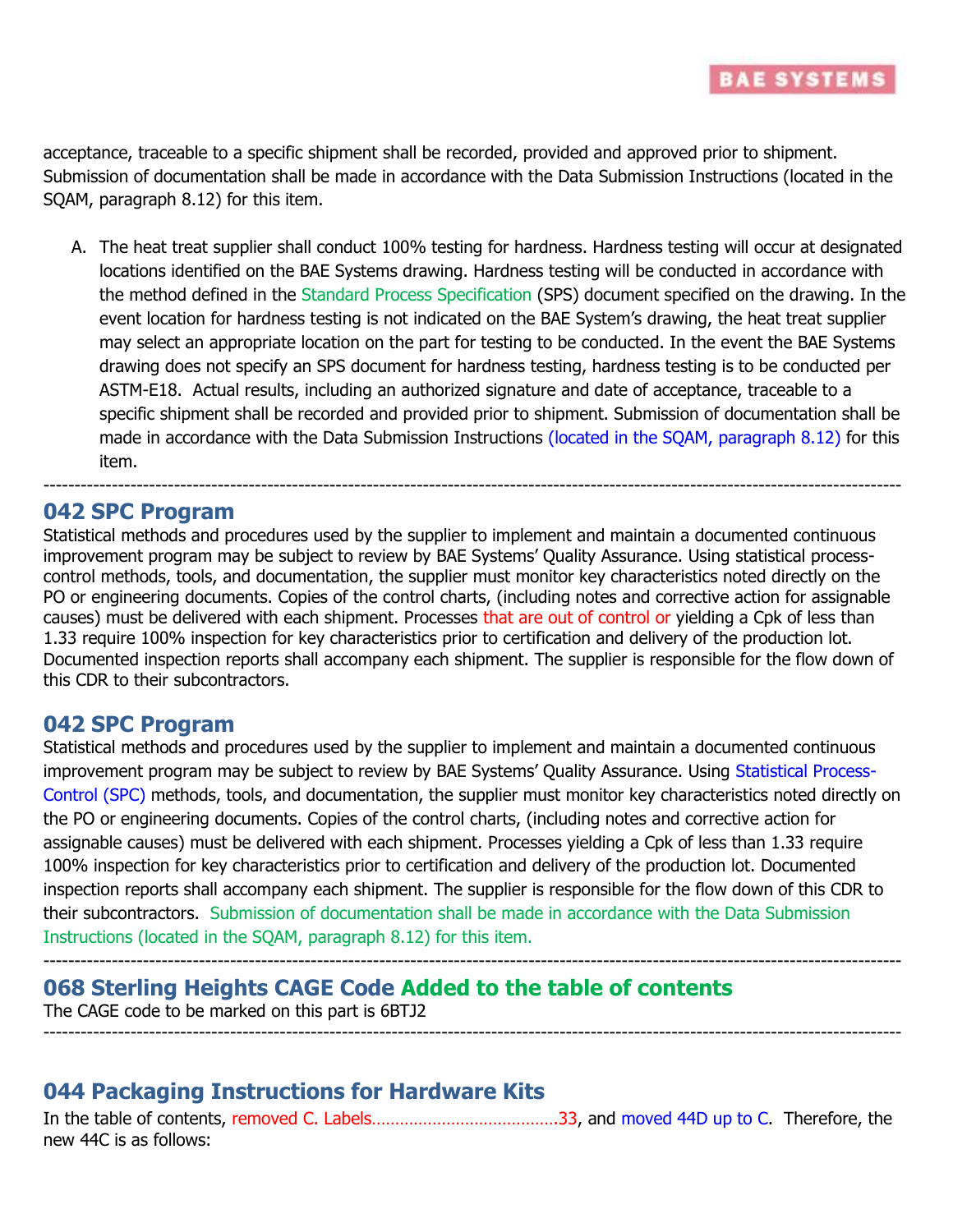acceptance, traceable to a specific shipment shall be recorded, provided and approved prior to shipment. Submission of documentation shall be made in accordance with the Data Submission Instructions (located in the SQAM, paragraph 8.12) for this item.

A. The heat treat supplier shall conduct 100% testing for hardness. Hardness testing will occur at designated locations identified on the BAE Systems drawing. Hardness testing will be conducted in accordance with the method defined in the Standard Process Specification (SPS) document specified on the drawing. In the event location for hardness testing is not indicated on the BAE System's drawing, the heat treat supplier may select an appropriate location on the part for testing to be conducted. In the event the BAE Systems drawing does not specify an SPS document for hardness testing, hardness testing is to be conducted per ASTM-E18. Actual results, including an authorized signature and date of acceptance, traceable to a specific shipment shall be recorded and provided prior to shipment. Submission of documentation shall be made in accordance with the Data Submission Instructions (located in the SQAM, paragraph 8.12) for this item.

---

## 042 SPC Program

Statistical methods and procedures used by the supplier to implement and maintain a documented continuous improvement program may be subject to review by BAE Systems' Quality Assurance. Using statistical process-control methods, tools, and documentation, the supplier must monitor key characteristics noted directly on the PO or engineering documents. Copies of the control charts, (including notes and corrective action for assignable causes) must be delivered with each shipment. Processes that are out of control or yielding a Cpk of less than 1.33 require 100% inspection for key characteristics prior to certification and delivery of the production lot. Documented inspection reports shall accompany each shipment. The supplier is responsible for the flow down of this CDR to their subcontractors.

## 042 SPC Program

Statistical methods and procedures used by the supplier to implement and maintain a documented continuous improvement program may be subject to review by BAE Systems' Quality Assurance. Using Statistical Process-Control (SPC) methods, tools, and documentation, the supplier must monitor key characteristics noted directly on the PO or engineering documents. Copies of the control charts, (including notes and corrective action for assignable causes) must be delivered with each shipment. Processes yielding a Cpk of less than 1.33 require 100% inspection for key characteristics prior to certification and delivery of the production lot. Documented inspection reports shall accompany each shipment. The supplier is responsible for the flow down of this CDR to their subcontractors. Submission of documentation shall be made in accordance with the Data Submission Instructions (located in the SQAM, paragraph 8.12) for this item.

---

## 068 Sterling Heights CAGE Code Added to the table of contents

The CAGE code to be marked on this part is 6BTJ2

---

## 044 Packaging Instructions for Hardware Kits

In the table of contents, removed C. Labels……………………………………33, and moved 44D up to C. Therefore, the new 44C is as follows: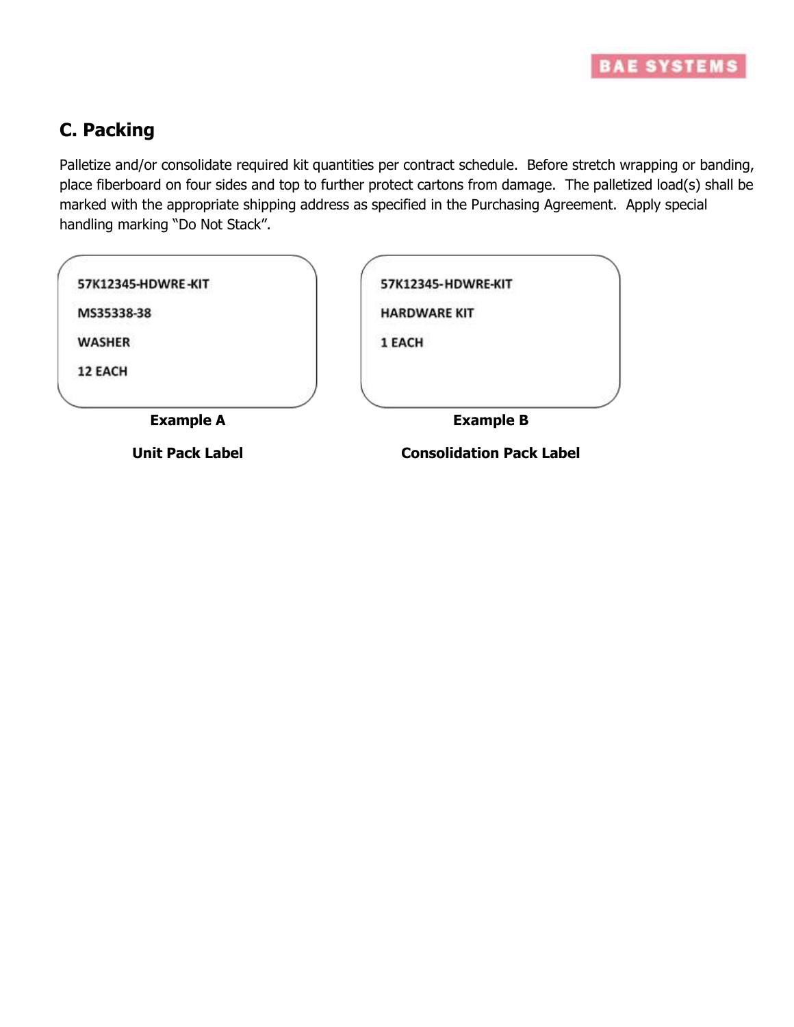## C. Packing

Palletize and/or consolidate required kit quantities per contract schedule. Before stretch wrapping or banding, place fiberboard on four sides and top to further protect cartons from damage. The palletized load(s) shall be marked with the appropriate shipping address as specified in the Purchasing Agreement. Apply special handling marking "Do Not Stack".

57K12345-HDWRE-KIT

MS35338-38

WASHER

12 EACH

**Example A**

**Unit Pack Label**

57K12345-HDWRE-KIT

HARDWARE KIT

1 EACH

**Example B**

**Consolidation Pack Label**